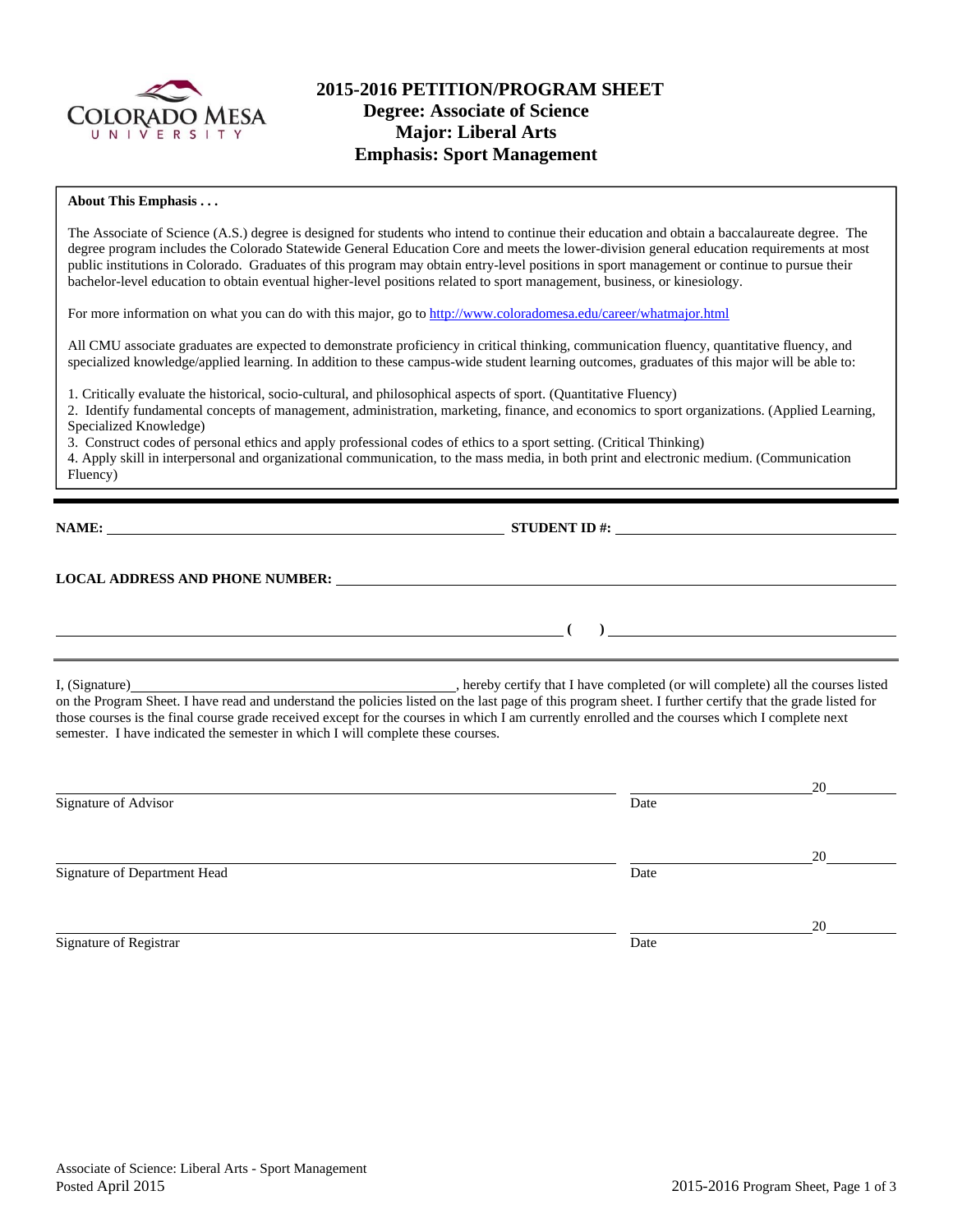# 2015-2016 PETITION/PROGRAM SHEET
## Degree: Associate of Science
## Major: Liberal Arts
## Emphasis: Sport Management

**About This Emphasis . . .**

The Associate of Science (A.S.) degree is designed for students who intend to continue their education and obtain a baccalaureate degree. The degree program includes the Colorado Statewide General Education Core and meets the lower-division general education requirements at most public institutions in Colorado. Graduates of this program may obtain entry-level positions in sport management or continue to pursue their bachelor-level education to obtain eventual higher-level positions related to sport management, business, or kinesiology.

For more information on what you can do with this major, go to http://www.coloradomesa.edu/career/whatmajor.html

All CMU associate graduates are expected to demonstrate proficiency in critical thinking, communication fluency, quantitative fluency, and specialized knowledge/applied learning. In addition to these campus-wide student learning outcomes, graduates of this major will be able to:

1. Critically evaluate the historical, socio-cultural, and philosophical aspects of sport. (Quantitative Fluency)
2. Identify fundamental concepts of management, administration, marketing, finance, and economics to sport organizations. (Applied Learning, Specialized Knowledge)
3. Construct codes of personal ethics and apply professional codes of ethics to a sport setting. (Critical Thinking)
4. Apply skill in interpersonal and organizational communication, to the mass media, in both print and electronic medium. (Communication Fluency)

---

**NAME:** ______________________________ **STUDENT ID #:** ______________________

**LOCAL ADDRESS AND PHONE NUMBER:** ______________________________________

______________________________________ **( )** ______________________

---

I, (Signature)______________________________, hereby certify that I have completed (or will complete) all the courses listed on the Program Sheet. I have read and understand the policies listed on the last page of this program sheet. I further certify that the grade listed for those courses is the final course grade received except for the courses in which I am currently enrolled and the courses which I complete next semester. I have indicated the semester in which I will complete these courses.

______________________________________ ____________________20________
Signature of Advisor Date

______________________________________ ____________________20________
Signature of Department Head Date

______________________________________ ____________________20________
Signature of Registrar Date

Associate of Science: Liberal Arts - Sport Management
Posted April 2015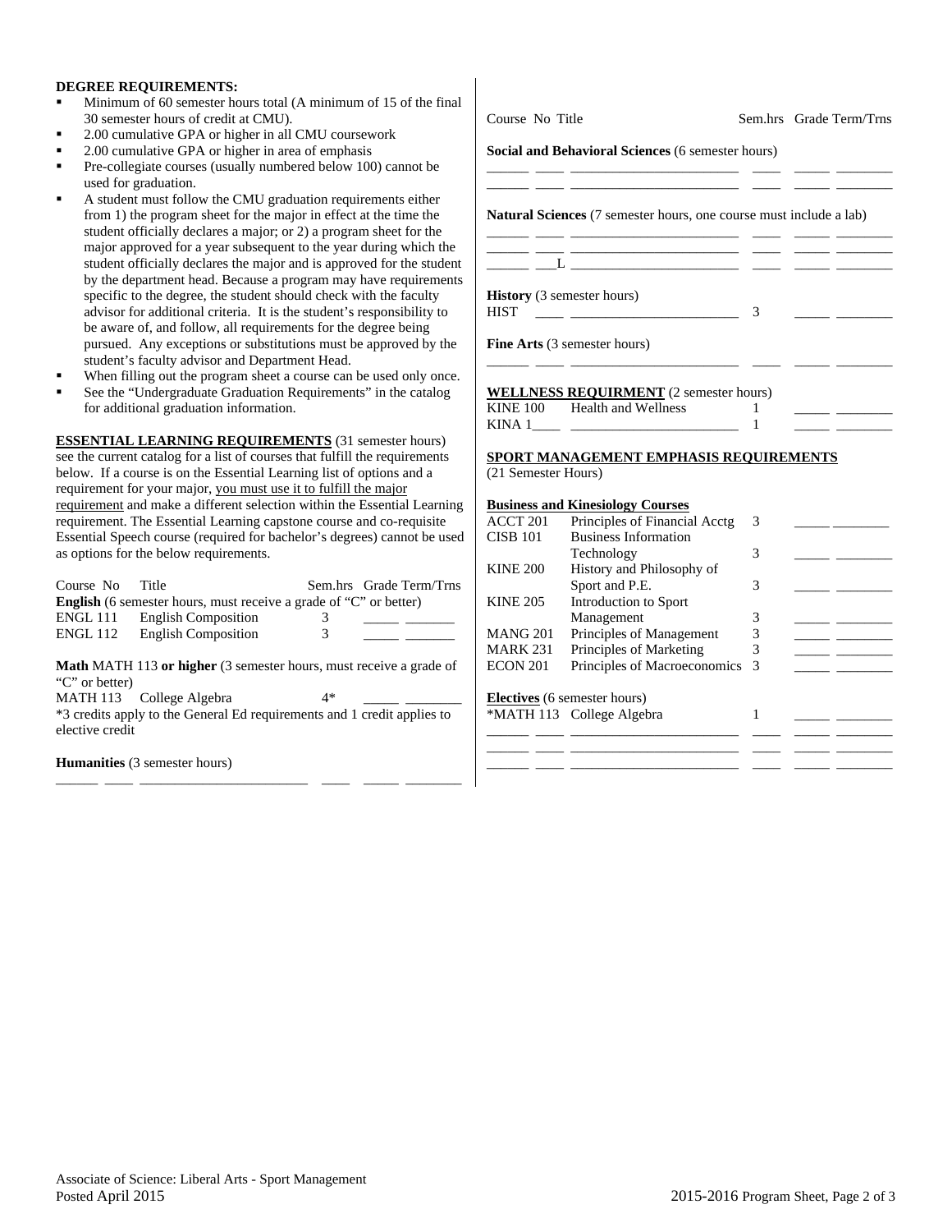**DEGREE REQUIREMENTS:**

- Minimum of 60 semester hours total (A minimum of 15 of the final 30 semester hours of credit at CMU).
- 2.00 cumulative GPA or higher in all CMU coursework
- 2.00 cumulative GPA or higher in area of emphasis
- Pre-collegiate courses (usually numbered below 100) cannot be used for graduation.
- A student must follow the CMU graduation requirements either from 1) the program sheet for the major in effect at the time the student officially declares a major; or 2) a program sheet for the major approved for a year subsequent to the year during which the student officially declares the major and is approved for the student by the department head. Because a program may have requirements specific to the degree, the student should check with the faculty advisor for additional criteria. It is the student's responsibility to be aware of, and follow, all requirements for the degree being pursued. Any exceptions or substitutions must be approved by the student's faculty advisor and Department Head.
- When filling out the program sheet a course can be used only once.
- See the "Undergraduate Graduation Requirements" in the catalog for additional graduation information.

**ESSENTIAL LEARNING REQUIREMENTS** (31 semester hours) see the current catalog for a list of courses that fulfill the requirements below. If a course is on the Essential Learning list of options and a requirement for your major, you must use it to fulfill the major requirement and make a different selection within the Essential Learning requirement. The Essential Learning capstone course and co-requisite Essential Speech course (required for bachelor's degrees) cannot be used as options for the below requirements.

| Course No | Title | Sem.hrs | Grade | Term/Trns |
|---|---|---|---|---|
| **English** (6 semester hours, must receive a grade of "C" or better) | | | | |
| ENGL 111 | English Composition | 3 | _____ | _______ |
| ENGL 112 | English Composition | 3 | _____ | _______ |

**Math** MATH 113 **or higher** (3 semester hours, must receive a grade of "C" or better)

| Course No | Title | Sem.hrs | Grade | Term/Trns |
|---|---|---|---|---|
| MATH 113 | College Algebra | 4* | _____ | ________ |

*3 credits apply to the General Ed requirements and 1 credit applies to elective credit

**Humanities** (3 semester hours)

______ ____ _______________________ ____ _____ ________

| Course No | Title | Sem.hrs | Grade | Term/Trns |
|---|---|---|---|---|

**Social and Behavioral Sciences** (6 semester hours)

______ ____ _______________________ ____ _____ ________
______ ____ _______________________ ____ _____ ________

**Natural Sciences** (7 semester hours, one course must include a lab)

______ ____ _______________________ ____ _____ ________
______ ____ _______________________ ____ _____ ________
______ ___L _______________________ ____ _____ ________

**History** (3 semester hours)

HIST ____ _______________________ 3 _____ ________

**Fine Arts** (3 semester hours)

______ ____ _______________________ ____ _____ ________

**WELLNESS REQUIRMENT** (2 semester hours)

| Course No | Title | Sem.hrs | Grade | Term/Trns |
|---|---|---|---|---|
| KINE 100 | Health and Wellness | 1 | _____ | ________ |
| KINA 1____ | _______________________ | 1 | _____ | ________ |

**SPORT MANAGEMENT EMPHASIS REQUIREMENTS**
(21 Semester Hours)

**Business and Kinesiology Courses**

| Course No | Title | Sem.hrs | Grade | Term/Trns |
|---|---|---|---|---|
| ACCT 201 | Principles of Financial Acctg | 3 | _____ | ________ |
| CISB 101 | Business Information Technology | 3 | _____ | ________ |
| KINE 200 | History and Philosophy of Sport and P.E. | 3 | _____ | ________ |
| KINE 205 | Introduction to Sport Management | 3 | _____ | ________ |
| MANG 201 | Principles of Management | 3 | _____ | ________ |
| MARK 231 | Principles of Marketing | 3 | _____ | ________ |
| ECON 201 | Principles of Macroeconomics | 3 | _____ | ________ |

**Electives** (6 semester hours)

| Course No | Title | Sem.hrs | Grade | Term/Trns |
|---|---|---|---|---|
| *MATH 113 | College Algebra | 1 | _____ | ________ |
| ______ ____ | _______________________ | ____ | _____ | ________ |
| ______ ____ | _______________________ | ____ | _____ | ________ |
| ______ ____ | _______________________ | ____ | _____ | ________ |

Associate of Science: Liberal Arts - Sport Management
Posted April 2015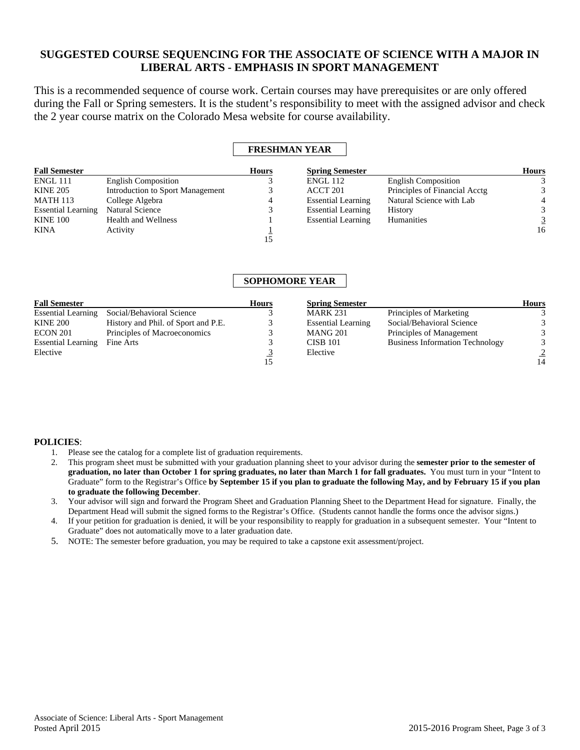# SUGGESTED COURSE SEQUENCING FOR THE ASSOCIATE OF SCIENCE WITH A MAJOR IN LIBERAL ARTS - EMPHASIS IN SPORT MANAGEMENT

This is a recommended sequence of course work. Certain courses may have prerequisites or are only offered during the Fall or Spring semesters. It is the student's responsibility to meet with the assigned advisor and check the 2 year course matrix on the Colorado Mesa website for course availability.

## FRESHMAN YEAR

| Fall Semester | | Hours |
|---|---|---|
| ENGL 111 | English Composition | 3 |
| KINE 205 | Introduction to Sport Management | 3 |
| MATH 113 | College Algebra | 4 |
| Essential Learning | Natural Science | 3 |
| KINE 100 | Health and Wellness | 1 |
| KINA | Activity | 1 |
| | | 15 |

| Spring Semester | | Hours |
|---|---|---|
| ENGL 112 | English Composition | 3 |
| ACCT 201 | Principles of Financial Acctg | 3 |
| Essential Learning | Natural Science with Lab | 4 |
| Essential Learning | History | 3 |
| Essential Learning | Humanities | 3 |
| | | 16 |

## SOPHOMORE YEAR

| Fall Semester | | Hours |
|---|---|---|
| Essential Learning | Social/Behavioral Science | 3 |
| KINE 200 | History and Phil. of Sport and P.E. | 3 |
| ECON 201 | Principles of Macroeconomics | 3 |
| Essential Learning | Fine Arts | 3 |
| Elective | | 3 |
| | | 15 |

| Spring Semester | | Hours |
|---|---|---|
| MARK 231 | Principles of Marketing | 3 |
| Essential Learning | Social/Behavioral Science | 3 |
| MANG 201 | Principles of Management | 3 |
| CISB 101 | Business Information Technology | 3 |
| Elective | | 2 |
| | | 14 |

**POLICIES**:

1. Please see the catalog for a complete list of graduation requirements.
2. This program sheet must be submitted with your graduation planning sheet to your advisor during the **semester prior to the semester of graduation, no later than October 1 for spring graduates, no later than March 1 for fall graduates.** You must turn in your "Intent to Graduate" form to the Registrar's Office **by September 15 if you plan to graduate the following May, and by February 15 if you plan to graduate the following December**.
3. Your advisor will sign and forward the Program Sheet and Graduation Planning Sheet to the Department Head for signature. Finally, the Department Head will submit the signed forms to the Registrar's Office. (Students cannot handle the forms once the advisor signs.)
4. If your petition for graduation is denied, it will be your responsibility to reapply for graduation in a subsequent semester. Your "Intent to Graduate" does not automatically move to a later graduation date.
5. NOTE: The semester before graduation, you may be required to take a capstone exit assessment/project.